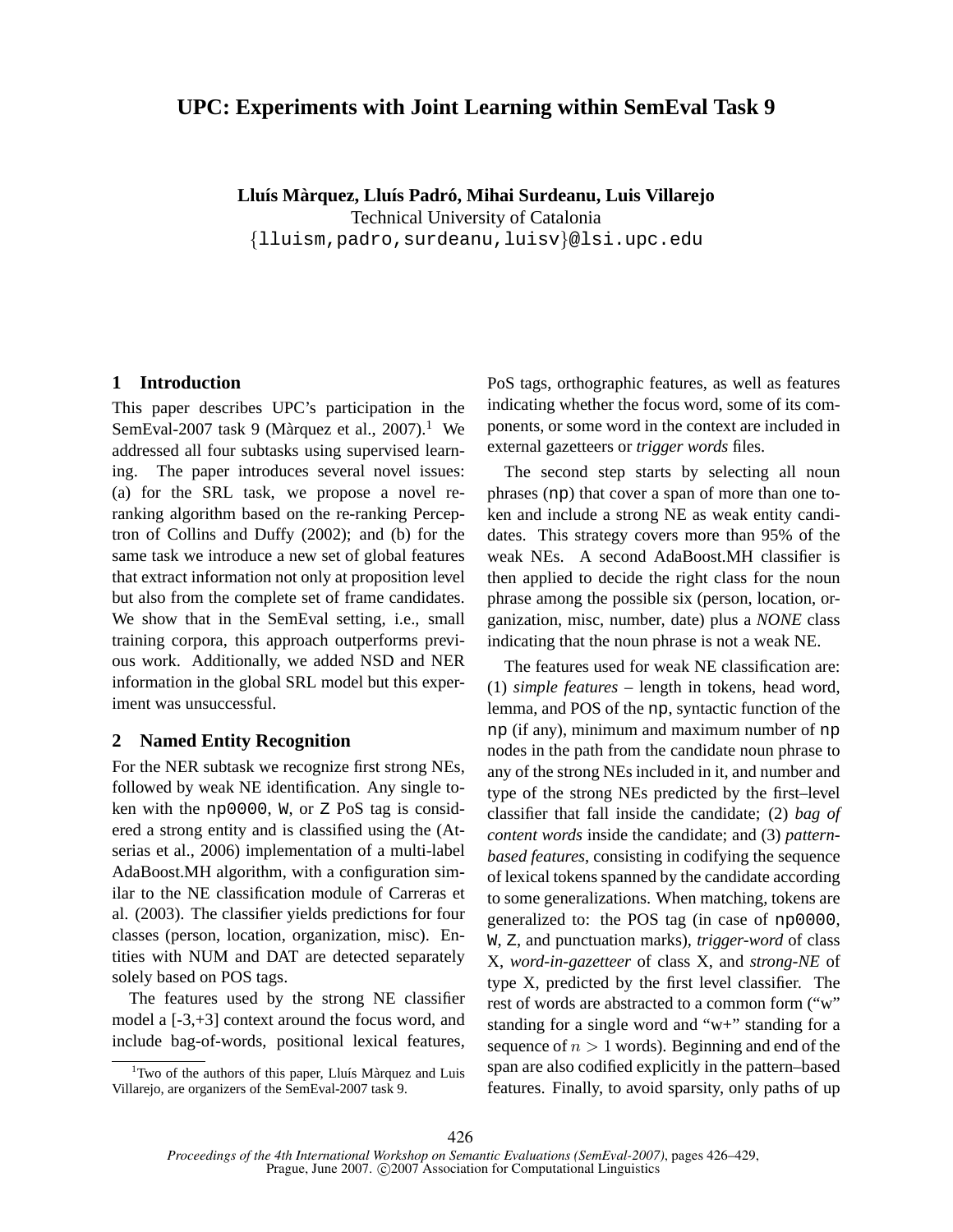# UPC: Experiments with Joint Learning within SemEval Task 9

**Lluís Màrquez, Lluís Padró, Mihai Surdeanu, Luis Villarejo**
Technical University of Catalonia
{lluism,padro,surdeanu,luisv}@lsi.upc.edu

## 1 Introduction

This paper describes UPC's participation in the SemEval-2007 task 9 (Màrquez et al., 2007).[1] We addressed all four subtasks using supervised learning. The paper introduces several novel issues: (a) for the SRL task, we propose a novel re-ranking algorithm based on the re-ranking Perceptron of Collins and Duffy (2002); and (b) for the same task we introduce a new set of global features that extract information not only at proposition level but also from the complete set of frame candidates. We show that in the SemEval setting, i.e., small training corpora, this approach outperforms previous work. Additionally, we added NSD and NER information in the global SRL model but this experiment was unsuccessful.

## 2 Named Entity Recognition

For the NER subtask we recognize first strong NEs, followed by weak NE identification. Any single token with the `np0000`, `W`, or `Z` PoS tag is considered a strong entity and is classified using the (Atserias et al., 2006) implementation of a multi-label AdaBoost.MH algorithm, with a configuration similar to the NE classification module of Carreras et al. (2003). The classifier yields predictions for four classes (person, location, organization, misc). Entities with NUM and DAT are detected separately solely based on POS tags.

The features used by the strong NE classifier model a [-3,+3] context around the focus word, and include bag-of-words, positional lexical features, PoS tags, orthographic features, as well as features indicating whether the focus word, some of its components, or some word in the context are included in external gazetteers or *trigger words* files.

The second step starts by selecting all noun phrases (`np`) that cover a span of more than one token and include a strong NE as weak entity candidates. This strategy covers more than 95% of the weak NEs. A second AdaBoost.MH classifier is then applied to decide the right class for the noun phrase among the possible six (person, location, organization, misc, number, date) plus a *NONE* class indicating that the noun phrase is not a weak NE.

The features used for weak NE classification are: (1) *simple features* – length in tokens, head word, lemma, and POS of the `np`, syntactic function of the `np` (if any), minimum and maximum number of `np` nodes in the path from the candidate noun phrase to any of the strong NEs included in it, and number and type of the strong NEs predicted by the first–level classifier that fall inside the candidate; (2) *bag of content words* inside the candidate; and (3) *pattern-based features*, consisting in codifying the sequence of lexical tokens spanned by the candidate according to some generalizations. When matching, tokens are generalized to: the POS tag (in case of `np0000`, `W`, `Z`, and punctuation marks), *trigger-word* of class X, *word-in-gazetteer* of class X, and *strong-NE* of type X, predicted by the first level classifier. The rest of words are abstracted to a common form ("w" standing for a single word and "w+" standing for a sequence of $n > 1$ words). Beginning and end of the span are also codified explicitly in the pattern–based features. Finally, to avoid sparsity, only paths of up

[1] Two of the authors of this paper, Lluís Màrquez and Luis Villarejo, are organizers of the SemEval-2007 task 9.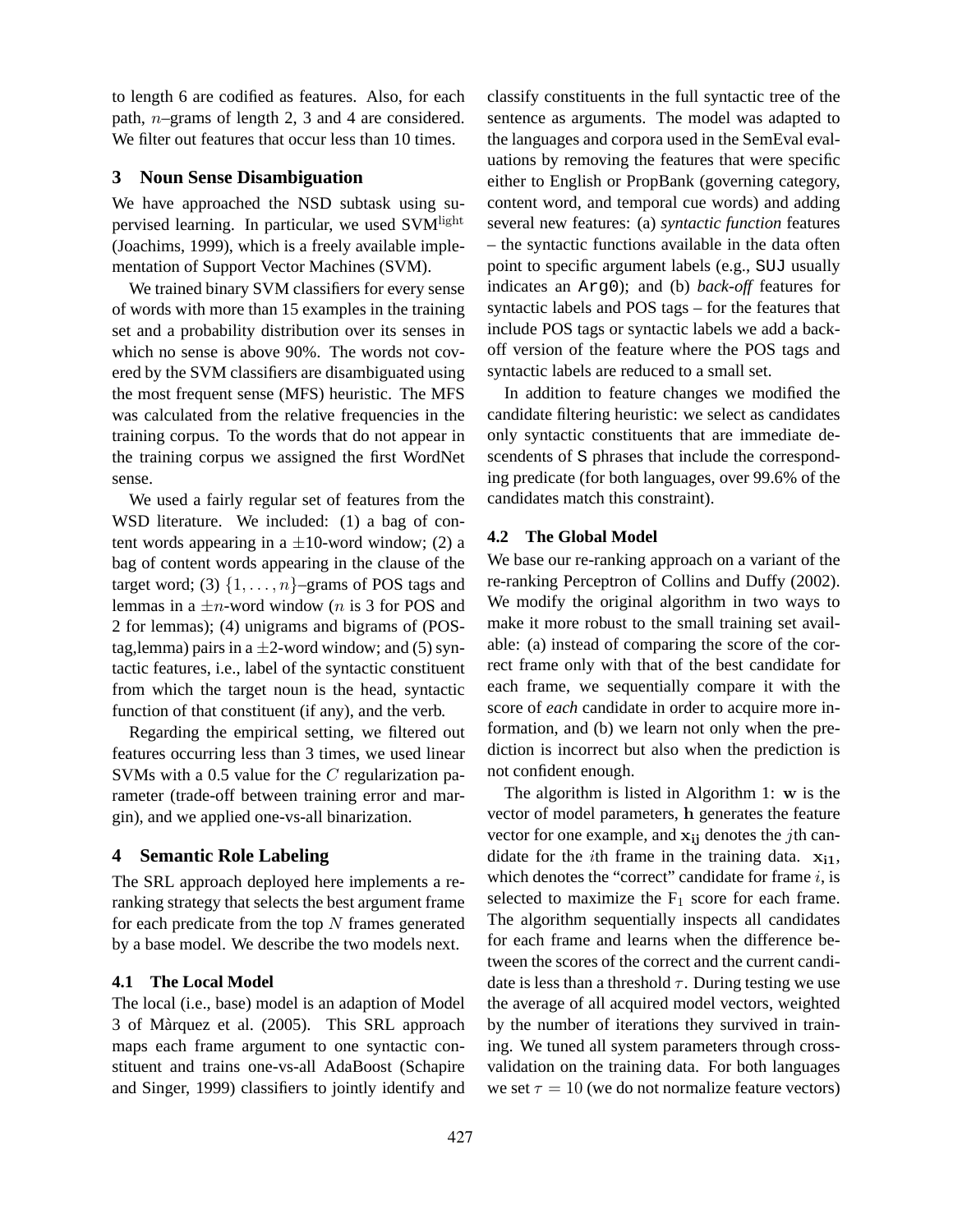to length 6 are codified as features. Also, for each path, $n$–grams of length 2, 3 and 4 are considered. We filter out features that occur less than 10 times.

## 3 Noun Sense Disambiguation

We have approached the NSD subtask using supervised learning. In particular, we used SVM$^{\text{light}}$ (Joachims, 1999), which is a freely available implementation of Support Vector Machines (SVM).

We trained binary SVM classifiers for every sense of words with more than 15 examples in the training set and a probability distribution over its senses in which no sense is above 90%. The words not covered by the SVM classifiers are disambiguated using the most frequent sense (MFS) heuristic. The MFS was calculated from the relative frequencies in the training corpus. To the words that do not appear in the training corpus we assigned the first WordNet sense.

We used a fairly regular set of features from the WSD literature. We included: (1) a bag of content words appearing in a $\pm 10$-word window; (2) a bag of content words appearing in the clause of the target word; (3) $\{1, \ldots, n\}$–grams of POS tags and lemmas in a $\pm n$-word window ($n$ is 3 for POS and 2 for lemmas); (4) unigrams and bigrams of (POS-tag,lemma) pairs in a $\pm 2$-word window; and (5) syntactic features, i.e., label of the syntactic constituent from which the target noun is the head, syntactic function of that constituent (if any), and the verb.

Regarding the empirical setting, we filtered out features occurring less than 3 times, we used linear SVMs with a 0.5 value for the $C$ regularization parameter (trade-off between training error and margin), and we applied one-vs-all binarization.

## 4 Semantic Role Labeling

The SRL approach deployed here implements a re-ranking strategy that selects the best argument frame for each predicate from the top $N$ frames generated by a base model. We describe the two models next.

### 4.1 The Local Model

The local (i.e., base) model is an adaption of Model 3 of Màrquez et al. (2005). This SRL approach maps each frame argument to one syntactic constituent and trains one-vs-all AdaBoost (Schapire and Singer, 1999) classifiers to jointly identify and classify constituents in the full syntactic tree of the sentence as arguments. The model was adapted to the languages and corpora used in the SemEval evaluations by removing the features that were specific either to English or PropBank (governing category, content word, and temporal cue words) and adding several new features: (a) *syntactic function* features – the syntactic functions available in the data often point to specific argument labels (e.g., `SUJ` usually indicates an `Arg0`); and (b) *back-off* features for syntactic labels and POS tags – for the features that include POS tags or syntactic labels we add a back-off version of the feature where the POS tags and syntactic labels are reduced to a small set.

In addition to feature changes we modified the candidate filtering heuristic: we select as candidates only syntactic constituents that are immediate descendents of `S` phrases that include the corresponding predicate (for both languages, over 99.6% of the candidates match this constraint).

### 4.2 The Global Model

We base our re-ranking approach on a variant of the re-ranking Perceptron of Collins and Duffy (2002). We modify the original algorithm in two ways to make it more robust to the small training set available: (a) instead of comparing the score of the correct frame only with that of the best candidate for each frame, we sequentially compare it with the score of *each* candidate in order to acquire more information, and (b) we learn not only when the prediction is incorrect but also when the prediction is not confident enough.

The algorithm is listed in Algorithm 1: $\mathbf{w}$ is the vector of model parameters, $\mathbf{h}$ generates the feature vector for one example, and $\mathbf{x_{ij}}$ denotes the $j$th candidate for the $i$th frame in the training data. $\mathbf{x_{i1}}$, which denotes the "correct" candidate for frame $i$, is selected to maximize the $F_1$ score for each frame. The algorithm sequentially inspects all candidates for each frame and learns when the difference between the scores of the correct and the current candidate is less than a threshold $\tau$. During testing we use the average of all acquired model vectors, weighted by the number of iterations they survived in training. We tuned all system parameters through cross-validation on the training data. For both languages we set $\tau = 10$ (we do not normalize feature vectors)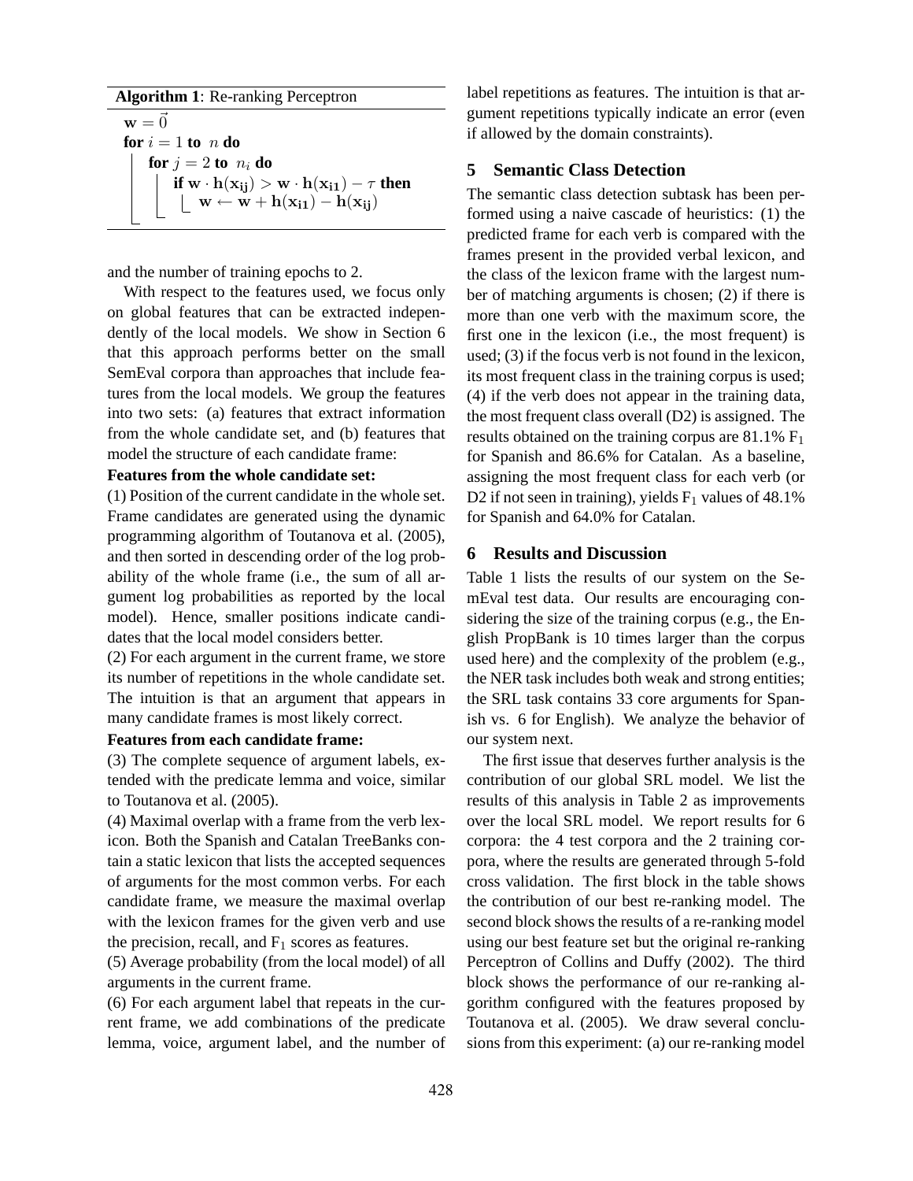**Algorithm 1**: Re-ranking Perceptron

```
w = 0⃗
for i = 1 to n do
    for j = 2 to n_i do
        if w · h(x_ij) > w · h(x_i1) − τ then
            w ← w + h(x_i1) − h(x_ij)
```

$\mathbf{w} = \vec{0}$
**for** $i = 1$ **to** $n$ **do**
  **for** $j = 2$ **to** $n_i$ **do**
    **if** $\mathbf{w} \cdot \mathbf{h}(\mathbf{x_{ij}}) > \mathbf{w} \cdot \mathbf{h}(\mathbf{x_{i1}}) - \tau$ **then**
      $\mathbf{w} \leftarrow \mathbf{w} + \mathbf{h}(\mathbf{x_{i1}}) - \mathbf{h}(\mathbf{x_{ij}})$

and the number of training epochs to 2.

With respect to the features used, we focus only on global features that can be extracted independently of the local models. We show in Section 6 that this approach performs better on the small SemEval corpora than approaches that include features from the local models. We group the features into two sets: (a) features that extract information from the whole candidate set, and (b) features that model the structure of each candidate frame:

**Features from the whole candidate set:**

(1) Position of the current candidate in the whole set. Frame candidates are generated using the dynamic programming algorithm of Toutanova et al. (2005), and then sorted in descending order of the log probability of the whole frame (i.e., the sum of all argument log probabilities as reported by the local model). Hence, smaller positions indicate candidates that the local model considers better.

(2) For each argument in the current frame, we store its number of repetitions in the whole candidate set. The intuition is that an argument that appears in many candidate frames is most likely correct.

**Features from each candidate frame:**

(3) The complete sequence of argument labels, extended with the predicate lemma and voice, similar to Toutanova et al. (2005).

(4) Maximal overlap with a frame from the verb lexicon. Both the Spanish and Catalan TreeBanks contain a static lexicon that lists the accepted sequences of arguments for the most common verbs. For each candidate frame, we measure the maximal overlap with the lexicon frames for the given verb and use the precision, recall, and $F_1$ scores as features.

(5) Average probability (from the local model) of all arguments in the current frame.

(6) For each argument label that repeats in the current frame, we add combinations of the predicate lemma, voice, argument label, and the number of label repetitions as features. The intuition is that argument repetitions typically indicate an error (even if allowed by the domain constraints).

## 5 Semantic Class Detection

The semantic class detection subtask has been performed using a naive cascade of heuristics: (1) the predicted frame for each verb is compared with the frames present in the provided verbal lexicon, and the class of the lexicon frame with the largest number of matching arguments is chosen; (2) if there is more than one verb with the maximum score, the first one in the lexicon (i.e., the most frequent) is used; (3) if the focus verb is not found in the lexicon, its most frequent class in the training corpus is used; (4) if the verb does not appear in the training data, the most frequent class overall (D2) is assigned. The results obtained on the training corpus are 81.1% $F_1$ for Spanish and 86.6% for Catalan. As a baseline, assigning the most frequent class for each verb (or D2 if not seen in training), yields $F_1$ values of 48.1% for Spanish and 64.0% for Catalan.

## 6 Results and Discussion

Table 1 lists the results of our system on the SemEval test data. Our results are encouraging considering the size of the training corpus (e.g., the English PropBank is 10 times larger than the corpus used here) and the complexity of the problem (e.g., the NER task includes both weak and strong entities; the SRL task contains 33 core arguments for Spanish vs. 6 for English). We analyze the behavior of our system next.

The first issue that deserves further analysis is the contribution of our global SRL model. We list the results of this analysis in Table 2 as improvements over the local SRL model. We report results for 6 corpora: the 4 test corpora and the 2 training corpora, where the results are generated through 5-fold cross validation. The first block in the table shows the contribution of our best re-ranking model. The second block shows the results of a re-ranking model using our best feature set but the original re-ranking Perceptron of Collins and Duffy (2002). The third block shows the performance of our re-ranking algorithm configured with the features proposed by Toutanova et al. (2005). We draw several conclusions from this experiment: (a) our re-ranking model

**Algorithm 1**: Re-ranking Perceptron

$\mathbf{w} = \vec{0}$
**for** $i = 1$ **to** $n$ **do**
  **for** $j = 2$ **to** $n_i$ **do**
    **if** $\mathbf{w} \cdot \mathbf{h}(\mathbf{x_{ij}}) > \mathbf{w} \cdot \mathbf{h}(\mathbf{x_{i1}}) - \tau$ **then**
      $\mathbf{w} \leftarrow \mathbf{w} + \mathbf{h}(\mathbf{x_{i1}}) - \mathbf{h}(\mathbf{x_{ij}})$

and the number of training epochs to 2.

With respect to the features used, we focus only on global features that can be extracted independently of the local models. We show in Section 6 that this approach performs better on the small SemEval corpora than approaches that include features from the local models. We group the features into two sets: (a) features that extract information from the whole candidate set, and (b) features that model the structure of each candidate frame:

**Features from the whole candidate set:**

(1) Position of the current candidate in the whole set. Frame candidates are generated using the dynamic programming algorithm of Toutanova et al. (2005), and then sorted in descending order of the log probability of the whole frame (i.e., the sum of all argument log probabilities as reported by the local model). Hence, smaller positions indicate candidates that the local model considers better.

(2) For each argument in the current frame, we store its number of repetitions in the whole candidate set. The intuition is that an argument that appears in many candidate frames is most likely correct.

**Features from each candidate frame:**

(3) The complete sequence of argument labels, extended with the predicate lemma and voice, similar to Toutanova et al. (2005).

(4) Maximal overlap with a frame from the verb lexicon. Both the Spanish and Catalan TreeBanks contain a static lexicon that lists the accepted sequences of arguments for the most common verbs. For each candidate frame, we measure the maximal overlap with the lexicon frames for the given verb and use the precision, recall, and $F_1$ scores as features.

(5) Average probability (from the local model) of all arguments in the current frame.

(6) For each argument label that repeats in the current frame, we add combinations of the predicate lemma, voice, argument label, and the number of label repetitions as features. The intuition is that argument repetitions typically indicate an error (even if allowed by the domain constraints).

## 5 Semantic Class Detection

The semantic class detection subtask has been performed using a naive cascade of heuristics: (1) the predicted frame for each verb is compared with the frames present in the provided verbal lexicon, and the class of the lexicon frame with the largest number of matching arguments is chosen; (2) if there is more than one verb with the maximum score, the first one in the lexicon (i.e., the most frequent) is used; (3) if the focus verb is not found in the lexicon, its most frequent class in the training corpus is used; (4) if the verb does not appear in the training data, the most frequent class overall (D2) is assigned. The results obtained on the training corpus are 81.1% $F_1$ for Spanish and 86.6% for Catalan. As a baseline, assigning the most frequent class for each verb (or D2 if not seen in training), yields $F_1$ values of 48.1% for Spanish and 64.0% for Catalan.

## 6 Results and Discussion

Table 1 lists the results of our system on the SemEval test data. Our results are encouraging considering the size of the training corpus (e.g., the English PropBank is 10 times larger than the corpus used here) and the complexity of the problem (e.g., the NER task includes both weak and strong entities; the SRL task contains 33 core arguments for Spanish vs. 6 for English). We analyze the behavior of our system next.

The first issue that deserves further analysis is the contribution of our global SRL model. We list the results of this analysis in Table 2 as improvements over the local SRL model. We report results for 6 corpora: the 4 test corpora and the 2 training corpora, where the results are generated through 5-fold cross validation. The first block in the table shows the contribution of our best re-ranking model. The second block shows the results of a re-ranking model using our best feature set but the original re-ranking Perceptron of Collins and Duffy (2002). The third block shows the performance of our re-ranking algorithm configured with the features proposed by Toutanova et al. (2005). We draw several conclusions from this experiment: (a) our re-ranking model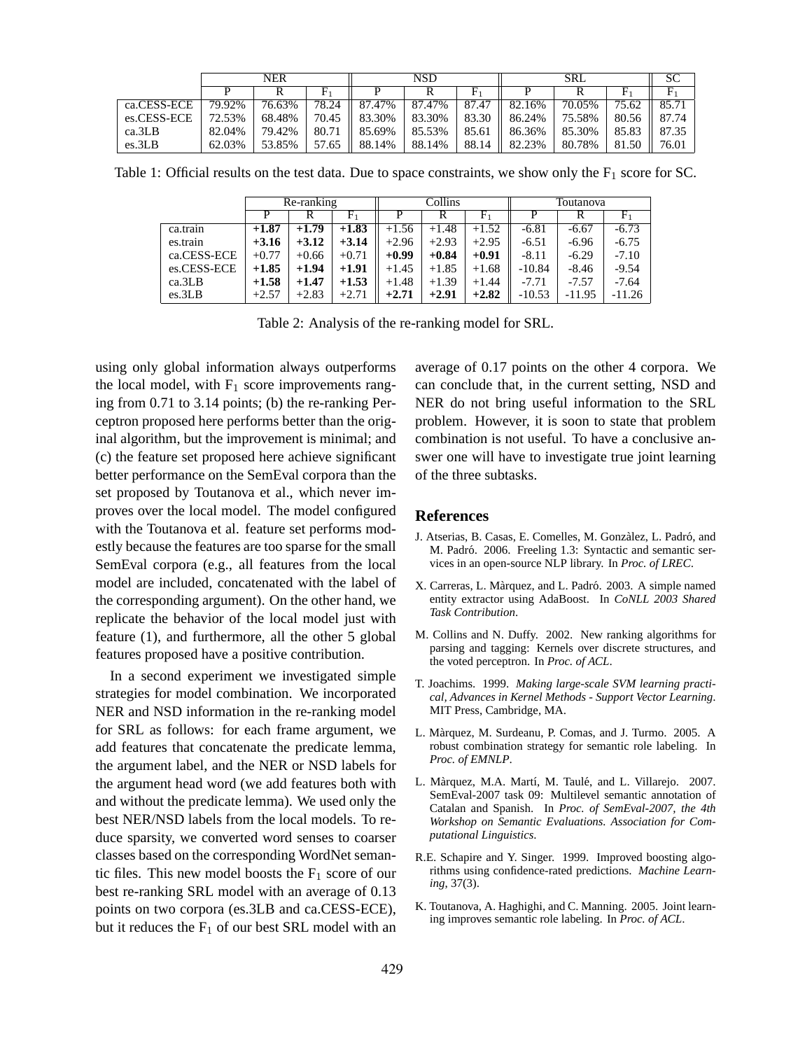| | NER | | | NSD | | | SRL | | | SC |
|---|---|---|---|---|---|---|---|---|---|---|
| | P | R | $F_1$ | P | R | $F_1$ | P | R | $F_1$ | $F_1$ |
| ca.CESS-ECE | 79.92% | 76.63% | 78.24 | 87.47% | 87.47% | 87.47 | 82.16% | 70.05% | 75.62 | 85.71 |
| es.CESS-ECE | 72.53% | 68.48% | 70.45 | 83.30% | 83.30% | 83.30 | 86.24% | 75.58% | 80.56 | 87.74 |
| ca.3LB | 82.04% | 79.42% | 80.71 | 85.69% | 85.53% | 85.61 | 86.36% | 85.30% | 85.83 | 87.35 |
| es.3LB | 62.03% | 53.85% | 57.65 | 88.14% | 88.14% | 88.14 | 82.23% | 80.78% | 81.50 | 76.01 |

Table 1: Official results on the test data. Due to space constraints, we show only the $F_1$ score for SC.

| | Re-ranking | | | Collins | | | Toutanova | | |
|---|---|---|---|---|---|---|---|---|---|
| | P | R | $F_1$ | P | R | $F_1$ | P | R | $F_1$ |
| ca.train | **+1.87** | **+1.79** | **+1.83** | +1.56 | +1.48 | +1.52 | -6.81 | -6.67 | -6.73 |
| es.train | **+3.16** | **+3.12** | **+3.14** | +2.96 | +2.93 | +2.95 | -6.51 | -6.96 | -6.75 |
| ca.CESS-ECE | +0.77 | +0.66 | +0.71 | **+0.99** | **+0.84** | **+0.91** | -8.11 | -6.29 | -7.10 |
| es.CESS-ECE | **+1.85** | **+1.94** | **+1.91** | +1.45 | +1.85 | +1.68 | -10.84 | -8.46 | -9.54 |
| ca.3LB | **+1.58** | **+1.47** | **+1.53** | +1.48 | +1.39 | +1.44 | -7.71 | -7.57 | -7.64 |
| es.3LB | +2.57 | +2.83 | +2.71 | **+2.71** | **+2.91** | **+2.82** | -10.53 | -11.95 | -11.26 |

Table 2: Analysis of the re-ranking model for SRL.

using only global information always outperforms the local model, with $F_1$ score improvements ranging from 0.71 to 3.14 points; (b) the re-ranking Perceptron proposed here performs better than the original algorithm, but the improvement is minimal; and (c) the feature set proposed here achieve significant better performance on the SemEval corpora than the set proposed by Toutanova et al., which never improves over the local model. The model configured with the Toutanova et al. feature set performs modestly because the features are too sparse for the small SemEval corpora (e.g., all features from the local model are included, concatenated with the label of the corresponding argument). On the other hand, we replicate the behavior of the local model just with feature (1), and furthermore, all the other 5 global features proposed have a positive contribution.

In a second experiment we investigated simple strategies for model combination. We incorporated NER and NSD information in the re-ranking model for SRL as follows: for each frame argument, we add features that concatenate the predicate lemma, the argument label, and the NER or NSD labels for the argument head word (we add features both with and without the predicate lemma). We used only the best NER/NSD labels from the local models. To reduce sparsity, we converted word senses to coarser classes based on the corresponding WordNet semantic files. This new model boosts the $F_1$ score of our best re-ranking SRL model with an average of 0.13 points on two corpora (es.3LB and ca.CESS-ECE), but it reduces the $F_1$ of our best SRL model with an average of 0.17 points on the other 4 corpora. We can conclude that, in the current setting, NSD and NER do not bring useful information to the SRL problem. However, it is soon to state that problem combination is not useful. To have a conclusive answer one will have to investigate true joint learning of the three subtasks.

## References

J. Atserias, B. Casas, E. Comelles, M. Gonzàlez, L. Padró, and M. Padró. 2006. Freeling 1.3: Syntactic and semantic services in an open-source NLP library. In *Proc. of LREC*.

X. Carreras, L. Màrquez, and L. Padró. 2003. A simple named entity extractor using AdaBoost. In *CoNLL 2003 Shared Task Contribution*.

M. Collins and N. Duffy. 2002. New ranking algorithms for parsing and tagging: Kernels over discrete structures, and the voted perceptron. In *Proc. of ACL*.

T. Joachims. 1999. *Making large-scale SVM learning practical, Advances in Kernel Methods - Support Vector Learning*. MIT Press, Cambridge, MA.

L. Màrquez, M. Surdeanu, P. Comas, and J. Turmo. 2005. A robust combination strategy for semantic role labeling. In *Proc. of EMNLP*.

L. Màrquez, M.A. Martí, M. Taulé, and L. Villarejo. 2007. SemEval-2007 task 09: Multilevel semantic annotation of Catalan and Spanish. In *Proc. of SemEval-2007, the 4th Workshop on Semantic Evaluations. Association for Computational Linguistics*.

R.E. Schapire and Y. Singer. 1999. Improved boosting algorithms using confidence-rated predictions. *Machine Learning*, 37(3).

K. Toutanova, A. Haghighi, and C. Manning. 2005. Joint learning improves semantic role labeling. In *Proc. of ACL*.